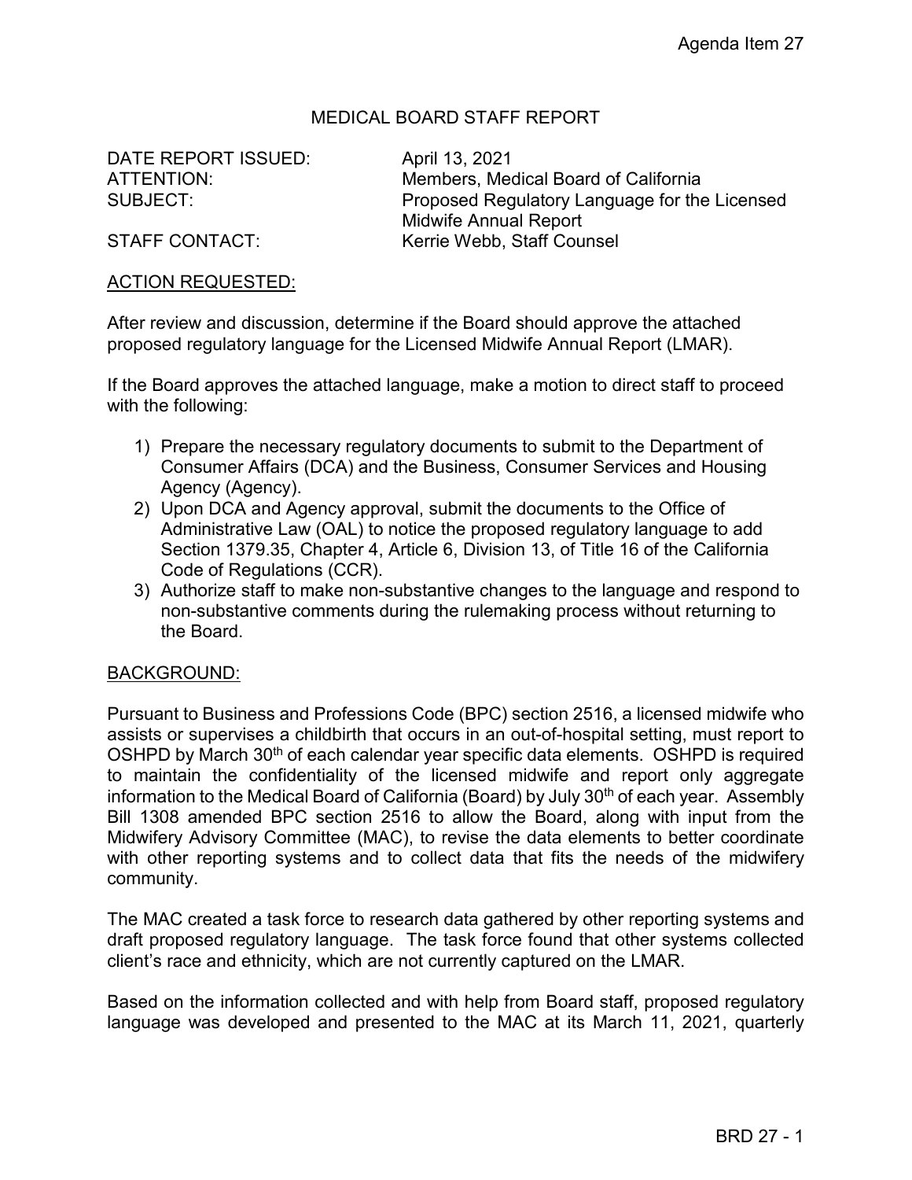# MEDICAL BOARD STAFF REPORT

| | |
|---|---|
| DATE REPORT ISSUED: | April 13, 2021 |
| ATTENTION: | Members, Medical Board of California |
| SUBJECT: | Proposed Regulatory Language for the Licensed Midwife Annual Report |
| STAFF CONTACT: | Kerrie Webb, Staff Counsel |

## ACTION REQUESTED:

After review and discussion, determine if the Board should approve the attached proposed regulatory language for the Licensed Midwife Annual Report (LMAR).

If the Board approves the attached language, make a motion to direct staff to proceed with the following:

1) Prepare the necessary regulatory documents to submit to the Department of Consumer Affairs (DCA) and the Business, Consumer Services and Housing Agency (Agency).
2) Upon DCA and Agency approval, submit the documents to the Office of Administrative Law (OAL) to notice the proposed regulatory language to add Section 1379.35, Chapter 4, Article 6, Division 13, of Title 16 of the California Code of Regulations (CCR).
3) Authorize staff to make non-substantive changes to the language and respond to non-substantive comments during the rulemaking process without returning to the Board.

## BACKGROUND:

Pursuant to Business and Professions Code (BPC) section 2516, a licensed midwife who assists or supervises a childbirth that occurs in an out-of-hospital setting, must report to OSHPD by March 30th of each calendar year specific data elements. OSHPD is required to maintain the confidentiality of the licensed midwife and report only aggregate information to the Medical Board of California (Board) by July 30th of each year. Assembly Bill 1308 amended BPC section 2516 to allow the Board, along with input from the Midwifery Advisory Committee (MAC), to revise the data elements to better coordinate with other reporting systems and to collect data that fits the needs of the midwifery community.

The MAC created a task force to research data gathered by other reporting systems and draft proposed regulatory language. The task force found that other systems collected client's race and ethnicity, which are not currently captured on the LMAR.

Based on the information collected and with help from Board staff, proposed regulatory language was developed and presented to the MAC at its March 11, 2021, quarterly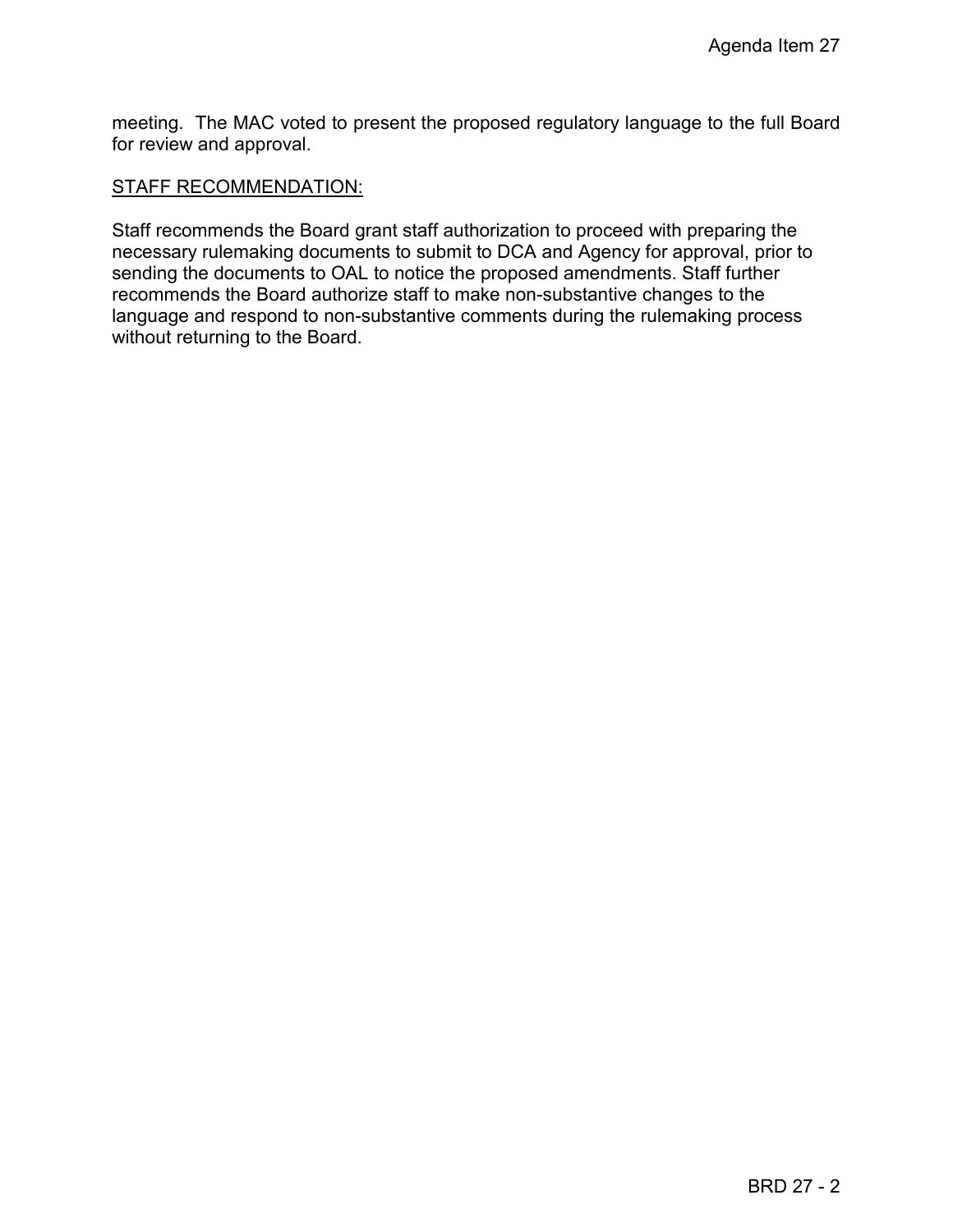meeting. The MAC voted to present the proposed regulatory language to the full Board for review and approval.

STAFF RECOMMENDATION:

Staff recommends the Board grant staff authorization to proceed with preparing the necessary rulemaking documents to submit to DCA and Agency for approval, prior to sending the documents to OAL to notice the proposed amendments. Staff further recommends the Board authorize staff to make non-substantive changes to the language and respond to non-substantive comments during the rulemaking process without returning to the Board.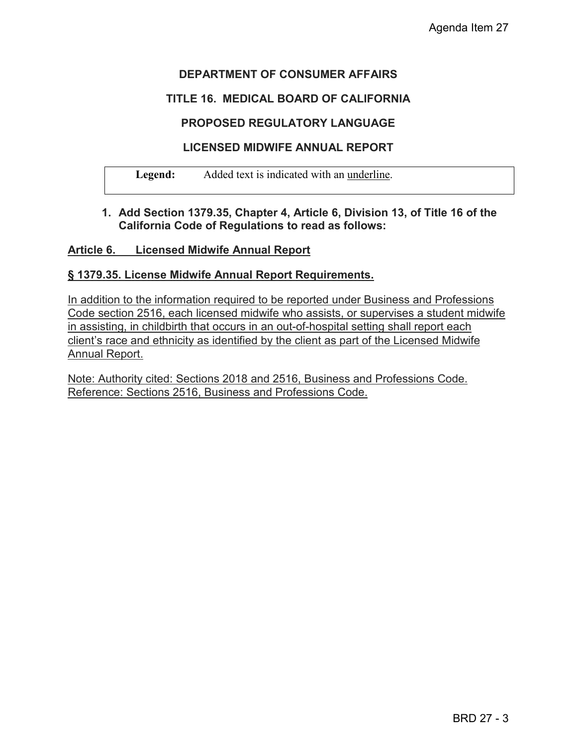**DEPARTMENT OF CONSUMER AFFAIRS**

**TITLE 16. MEDICAL BOARD OF CALIFORNIA**

**PROPOSED REGULATORY LANGUAGE**

**LICENSED MIDWIFE ANNUAL REPORT**

| | |
|---|---|
| **Legend:** | Added text is indicated with an <u>underline</u>. |

1. **Add Section 1379.35, Chapter 4, Article 6, Division 13, of Title 16 of the California Code of Regulations to read as follows:**

<u>**Article 6. Licensed Midwife Annual Report**</u>

<u>**§ 1379.35. License Midwife Annual Report Requirements.**</u>

<u>In addition to the information required to be reported under Business and Professions Code section 2516, each licensed midwife who assists, or supervises a student midwife in assisting, in childbirth that occurs in an out-of-hospital setting shall report each client's race and ethnicity as identified by the client as part of the Licensed Midwife Annual Report.</u>

<u>Note: Authority cited: Sections 2018 and 2516, Business and Professions Code. Reference: Sections 2516, Business and Professions Code.</u>